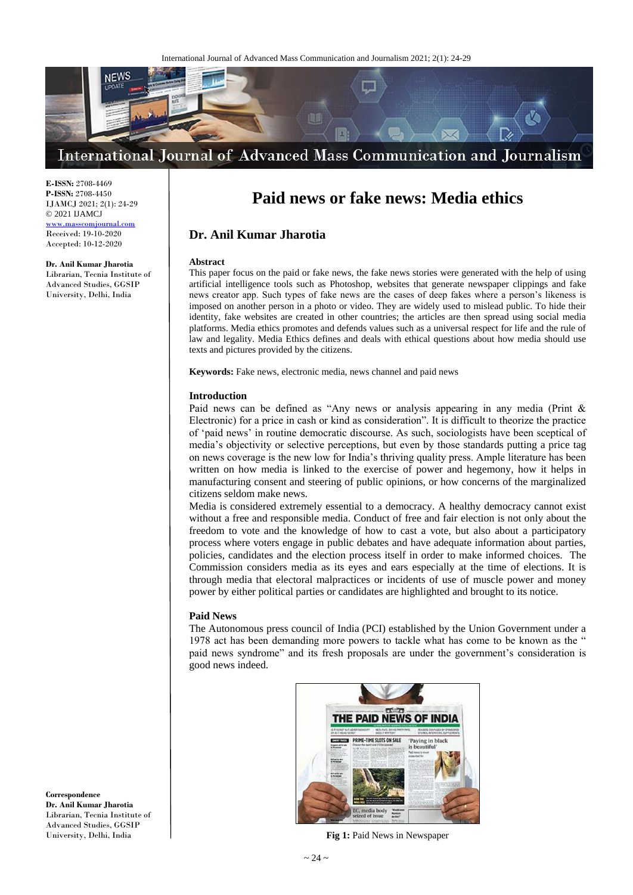**E-ISSN:** 2708-4469
**P-ISSN:** 2708-4450
IJAMCJ 2021; 2(1): 24-29
© 2021 IJAMCJ
www.masscomjournal.com
Received: 19-10-2020
Accepted: 10-12-2020

**Dr. Anil Kumar Jharotia**
Librarian, Tecnia Institute of Advanced Studies, GGSIP University, Delhi, India

**Correspondence**
**Dr. Anil Kumar Jharotia**
Librarian, Tecnia Institute of Advanced Studies, GGSIP University, Delhi, India

# Paid news or fake news: Media ethics

## Dr. Anil Kumar Jharotia

**Abstract**

This paper focus on the paid or fake news, the fake news stories were generated with the help of using artificial intelligence tools such as Photoshop, websites that generate newspaper clippings and fake news creator app. Such types of fake news are the cases of deep fakes where a person's likeness is imposed on another person in a photo or video. They are widely used to mislead public. To hide their identity, fake websites are created in other countries; the articles are then spread using social media platforms. Media ethics promotes and defends values such as a universal respect for life and the rule of law and legality. Media Ethics defines and deals with ethical questions about how media should use texts and pictures provided by the citizens.

**Keywords:** Fake news, electronic media, news channel and paid news

### Introduction

Paid news can be defined as "Any news or analysis appearing in any media (Print & Electronic) for a price in cash or kind as consideration". It is difficult to theorize the practice of 'paid news' in routine democratic discourse. As such, sociologists have been sceptical of media's objectivity or selective perceptions, but even by those standards putting a price tag on news coverage is the new low for India's thriving quality press. Ample literature has been written on how media is linked to the exercise of power and hegemony, how it helps in manufacturing consent and steering of public opinions, or how concerns of the marginalized citizens seldom make news.

Media is considered extremely essential to a democracy. A healthy democracy cannot exist without a free and responsible media. Conduct of free and fair election is not only about the freedom to vote and the knowledge of how to cast a vote, but also about a participatory process where voters engage in public debates and have adequate information about parties, policies, candidates and the election process itself in order to make informed choices. The Commission considers media as its eyes and ears especially at the time of elections. It is through media that electoral malpractices or incidents of use of muscle power and money power by either political parties or candidates are highlighted and brought to its notice.

### Paid News

The Autonomous press council of India (PCI) established by the Union Government under a 1978 act has been demanding more powers to tackle what has come to be known as the " paid news syndrome" and its fresh proposals are under the government's consideration is good news indeed.

**Fig 1:** Paid News in Newspaper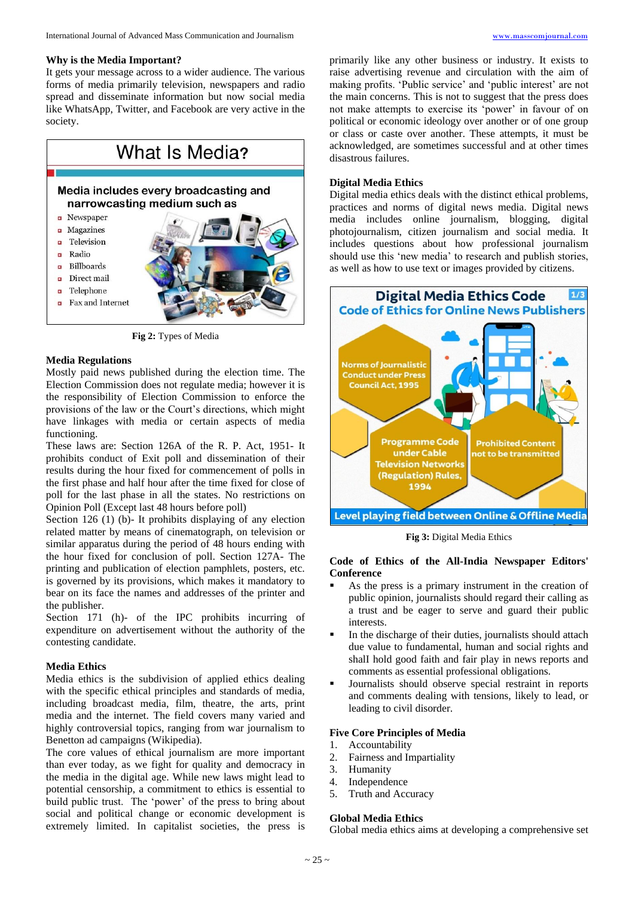### Why is the Media Important?

It gets your message across to a wider audience. The various forms of media primarily television, newspapers and radio spread and disseminate information but now social media like WhatsApp, Twitter, and Facebook are very active in the society.

**Fig 2:** Types of Media

### Media Regulations

Mostly paid news published during the election time. The Election Commission does not regulate media; however it is the responsibility of Election Commission to enforce the provisions of the law or the Court's directions, which might have linkages with media or certain aspects of media functioning.

These laws are: Section 126A of the R. P. Act, 1951- It prohibits conduct of Exit poll and dissemination of their results during the hour fixed for commencement of polls in the first phase and half hour after the time fixed for close of poll for the last phase in all the states. No restrictions on Opinion Poll (Except last 48 hours before poll)

Section 126 (1) (b)- It prohibits displaying of any election related matter by means of cinematograph, on television or similar apparatus during the period of 48 hours ending with the hour fixed for conclusion of poll. Section 127A- The printing and publication of election pamphlets, posters, etc. is governed by its provisions, which makes it mandatory to bear on its face the names and addresses of the printer and the publisher.

Section 171 (h)- of the IPC prohibits incurring of expenditure on advertisement without the authority of the contesting candidate.

### Media Ethics

Media ethics is the subdivision of applied ethics dealing with the specific ethical principles and standards of media, including broadcast media, film, theatre, the arts, print media and the internet. The field covers many varied and highly controversial topics, ranging from war journalism to Benetton ad campaigns (Wikipedia).

The core values of ethical journalism are more important than ever today, as we fight for quality and democracy in the media in the digital age. While new laws might lead to potential censorship, a commitment to ethics is essential to build public trust. The 'power' of the press to bring about social and political change or economic development is extremely limited. In capitalist societies, the press is primarily like any other business or industry. It exists to raise advertising revenue and circulation with the aim of making profits. 'Public service' and 'public interest' are not the main concerns. This is not to suggest that the press does not make attempts to exercise its 'power' in favour of on political or economic ideology over another or of one group or class or caste over another. These attempts, it must be acknowledged, are sometimes successful and at other times disastrous failures.

### Digital Media Ethics

Digital media ethics deals with the distinct ethical problems, practices and norms of digital news media. Digital news media includes online journalism, blogging, digital photojournalism, citizen journalism and social media. It includes questions about how professional journalism should use this 'new media' to research and publish stories, as well as how to use text or images provided by citizens.

**Fig 3:** Digital Media Ethics

### Code of Ethics of the All-India Newspaper Editors' Conference

- As the press is a primary instrument in the creation of public opinion, journalists should regard their calling as a trust and be eager to serve and guard their public interests.
- In the discharge of their duties, journalists should attach due value to fundamental, human and social rights and shall hold good faith and fair play in news reports and comments as essential professional obligations.
- Journalists should observe special restraint in reports and comments dealing with tensions, likely to lead, or leading to civil disorder.

### Five Core Principles of Media

1. Accountability
2. Fairness and Impartiality
3. Humanity
4. Independence
5. Truth and Accuracy

### Global Media Ethics

Global media ethics aims at developing a comprehensive set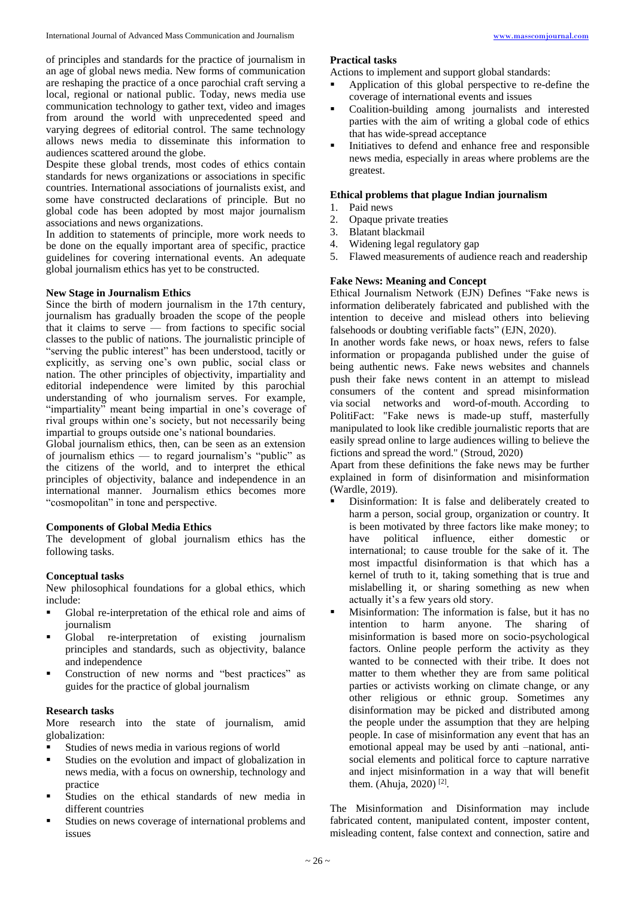of principles and standards for the practice of journalism in an age of global news media. New forms of communication are reshaping the practice of a once parochial craft serving a local, regional or national public. Today, news media use communication technology to gather text, video and images from around the world with unprecedented speed and varying degrees of editorial control. The same technology allows news media to disseminate this information to audiences scattered around the globe.

Despite these global trends, most codes of ethics contain standards for news organizations or associations in specific countries. International associations of journalists exist, and some have constructed declarations of principle. But no global code has been adopted by most major journalism associations and news organizations.

In addition to statements of principle, more work needs to be done on the equally important area of specific, practice guidelines for covering international events. An adequate global journalism ethics has yet to be constructed.

**New Stage in Journalism Ethics**

Since the birth of modern journalism in the 17th century, journalism has gradually broaden the scope of the people that it claims to serve — from factions to specific social classes to the public of nations. The journalistic principle of "serving the public interest" has been understood, tacitly or explicitly, as serving one's own public, social class or nation. The other principles of objectivity, impartiality and editorial independence were limited by this parochial understanding of who journalism serves. For example, "impartiality" meant being impartial in one's coverage of rival groups within one's society, but not necessarily being impartial to groups outside one's national boundaries.

Global journalism ethics, then, can be seen as an extension of journalism ethics — to regard journalism's "public" as the citizens of the world, and to interpret the ethical principles of objectivity, balance and independence in an international manner. Journalism ethics becomes more "cosmopolitan" in tone and perspective.

**Components of Global Media Ethics**

The development of global journalism ethics has the following tasks.

**Conceptual tasks**

New philosophical foundations for a global ethics, which include:

- Global re-interpretation of the ethical role and aims of journalism
- Global re-interpretation of existing journalism principles and standards, such as objectivity, balance and independence
- Construction of new norms and "best practices" as guides for the practice of global journalism

**Research tasks**

More research into the state of journalism, amid globalization:

- Studies of news media in various regions of world
- Studies on the evolution and impact of globalization in news media, with a focus on ownership, technology and practice
- Studies on the ethical standards of new media in different countries
- Studies on news coverage of international problems and issues

**Practical tasks**

Actions to implement and support global standards:

- Application of this global perspective to re-define the coverage of international events and issues
- Coalition-building among journalists and interested parties with the aim of writing a global code of ethics that has wide-spread acceptance
- Initiatives to defend and enhance free and responsible news media, especially in areas where problems are the greatest.

**Ethical problems that plague Indian journalism**

1. Paid news
2. Opaque private treaties
3. Blatant blackmail
4. Widening legal regulatory gap
5. Flawed measurements of audience reach and readership

**Fake News: Meaning and Concept**

Ethical Journalism Network (EJN) Defines "Fake news is information deliberately fabricated and published with the intention to deceive and mislead others into believing falsehoods or doubting verifiable facts" (EJN, 2020).

In another words fake news, or hoax news, refers to false information or propaganda published under the guise of being authentic news. Fake news websites and channels push their fake news content in an attempt to mislead consumers of the content and spread misinformation via social networks and word-of-mouth. According to PolitiFact: "Fake news is made-up stuff, masterfully manipulated to look like credible journalistic reports that are easily spread online to large audiences willing to believe the fictions and spread the word." (Stroud, 2020)

Apart from these definitions the fake news may be further explained in form of disinformation and misinformation (Wardle, 2019).

- Disinformation: It is false and deliberately created to harm a person, social group, organization or country. It is been motivated by three factors like make money; to have political influence, either domestic or international; to cause trouble for the sake of it. The most impactful disinformation is that which has a kernel of truth to it, taking something that is true and mislabelling it, or sharing something as new when actually it's a few years old story.
- Misinformation: The information is false, but it has no intention to harm anyone. The sharing of misinformation is based more on socio-psychological factors. Online people perform the activity as they wanted to be connected with their tribe. It does not matter to them whether they are from same political parties or activists working on climate change, or any other religious or ethnic group. Sometimes any disinformation may be picked and distributed among the people under the assumption that they are helping people. In case of misinformation any event that has an emotional appeal may be used by anti –national, anti-social elements and political force to capture narrative and inject misinformation in a way that will benefit them. (Ahuja, 2020) [2].

The Misinformation and Disinformation may include fabricated content, manipulated content, imposter content, misleading content, false context and connection, satire and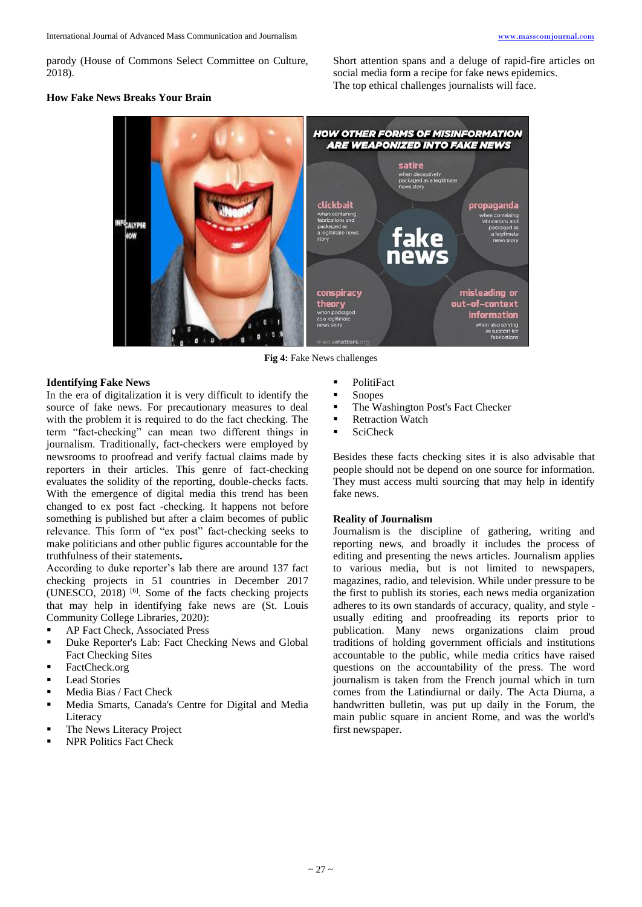parody (House of Commons Select Committee on Culture, 2018).

**How Fake News Breaks Your Brain**

Short attention spans and a deluge of rapid-fire articles on social media form a recipe for fake news epidemics.
The top ethical challenges journalists will face.

**Fig 4:** Fake News challenges

**Identifying Fake News**

In the era of digitalization it is very difficult to identify the source of fake news. For precautionary measures to deal with the problem it is required to do the fact checking. The term "fact-checking" can mean two different things in journalism. Traditionally, fact-checkers were employed by newsrooms to proofread and verify factual claims made by reporters in their articles. This genre of fact-checking evaluates the solidity of the reporting, double-checks facts. With the emergence of digital media this trend has been changed to ex post fact -checking. It happens not before something is published but after a claim becomes of public relevance. This form of "ex post" fact-checking seeks to make politicians and other public figures accountable for the truthfulness of their statements**.**

According to duke reporter's lab there are around 137 fact checking projects in 51 countries in December 2017 (UNESCO, 2018) [6]. Some of the facts checking projects that may help in identifying fake news are (St. Louis Community College Libraries, 2020):

- AP Fact Check, Associated Press
- Duke Reporter's Lab: Fact Checking News and Global Fact Checking Sites
- FactCheck.org
- Lead Stories
- Media Bias / Fact Check
- Media Smarts, Canada's Centre for Digital and Media Literacy
- The News Literacy Project
- NPR Politics Fact Check
- PolitiFact
- Snopes
- The Washington Post's Fact Checker
- Retraction Watch
- SciCheck

Besides these facts checking sites it is also advisable that people should not be depend on one source for information. They must access multi sourcing that may help in identify fake news.

**Reality of Journalism**

Journalism is the discipline of gathering, writing and reporting news, and broadly it includes the process of editing and presenting the news articles. Journalism applies to various media, but is not limited to newspapers, magazines, radio, and television. While under pressure to be the first to publish its stories, each news media organization adheres to its own standards of accuracy, quality, and style - usually editing and proofreading its reports prior to publication. Many news organizations claim proud traditions of holding government officials and institutions accountable to the public, while media critics have raised questions on the accountability of the press. The word journalism is taken from the French journal which in turn comes from the Latindiurnal or daily. The Acta Diurna, a handwritten bulletin, was put up daily in the Forum, the main public square in ancient Rome, and was the world's first newspaper.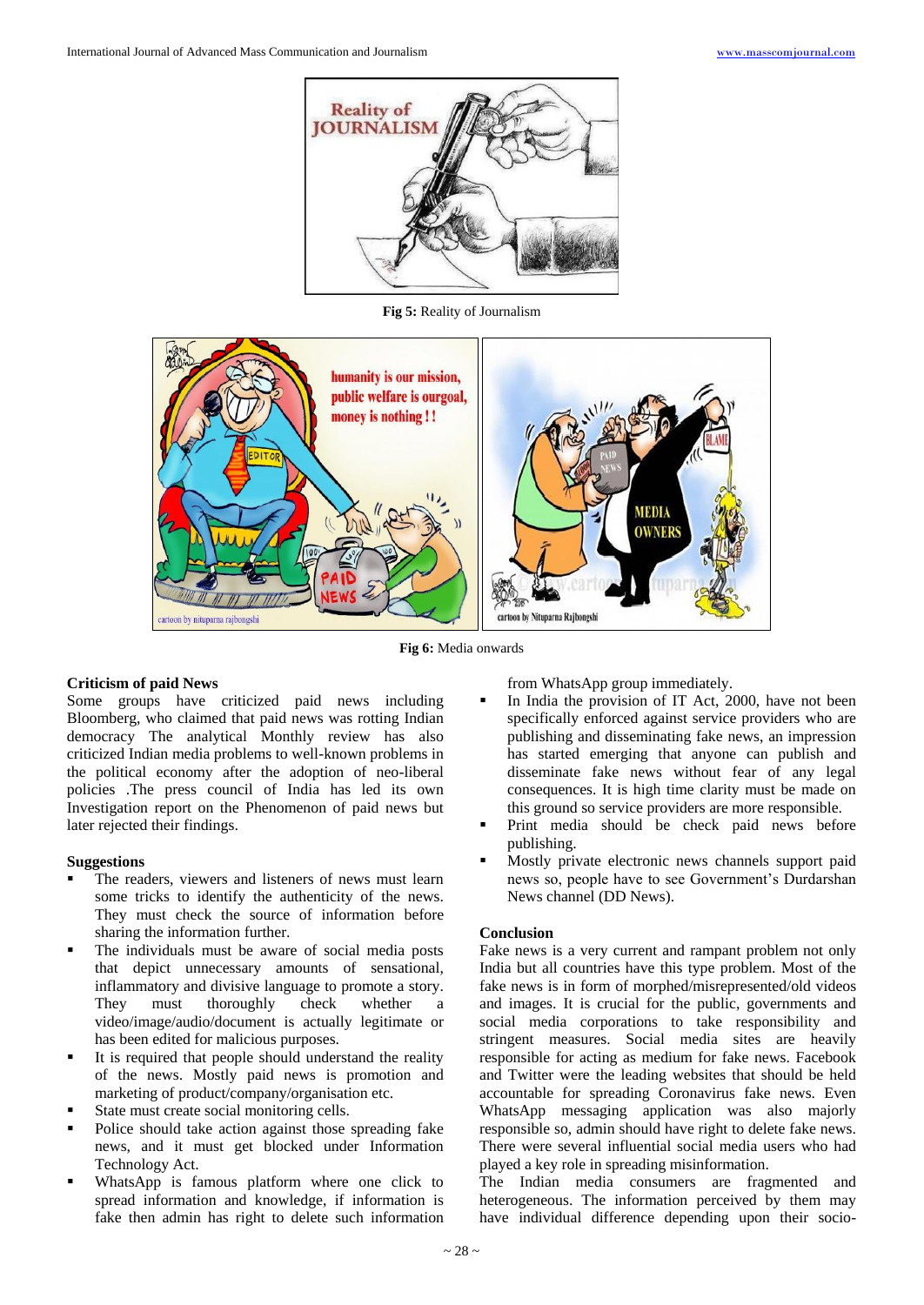Fig 5: Reality of Journalism

Fig 6: Media onwards

### Criticism of paid News

Some groups have criticized paid news including Bloomberg, who claimed that paid news was rotting Indian democracy The analytical Monthly review has also criticized Indian media problems to well-known problems in the political economy after the adoption of neo-liberal policies .The press council of India has led its own Investigation report on the Phenomenon of paid news but later rejected their findings.

### Suggestions

- The readers, viewers and listeners of news must learn some tricks to identify the authenticity of the news. They must check the source of information before sharing the information further.
- The individuals must be aware of social media posts that depict unnecessary amounts of sensational, inflammatory and divisive language to promote a story. They must thoroughly check whether a video/image/audio/document is actually legitimate or has been edited for malicious purposes.
- It is required that people should understand the reality of the news. Mostly paid news is promotion and marketing of product/company/organisation etc.
- State must create social monitoring cells.
- Police should take action against those spreading fake news, and it must get blocked under Information Technology Act.
- WhatsApp is famous platform where one click to spread information and knowledge, if information is fake then admin has right to delete such information from WhatsApp group immediately.
- In India the provision of IT Act, 2000, have not been specifically enforced against service providers who are publishing and disseminating fake news, an impression has started emerging that anyone can publish and disseminate fake news without fear of any legal consequences. It is high time clarity must be made on this ground so service providers are more responsible.
- Print media should be check paid news before publishing.
- Mostly private electronic news channels support paid news so, people have to see Government's Durdarshan News channel (DD News).

### Conclusion

Fake news is a very current and rampant problem not only India but all countries have this type problem. Most of the fake news is in form of morphed/misrepresented/old videos and images. It is crucial for the public, governments and social media corporations to take responsibility and stringent measures. Social media sites are heavily responsible for acting as medium for fake news. Facebook and Twitter were the leading websites that should be held accountable for spreading Coronavirus fake news. Even WhatsApp messaging application was also majorly responsible so, admin should have right to delete fake news. There were several influential social media users who had played a key role in spreading misinformation.

The Indian media consumers are fragmented and heterogeneous. The information perceived by them may have individual difference depending upon their socio-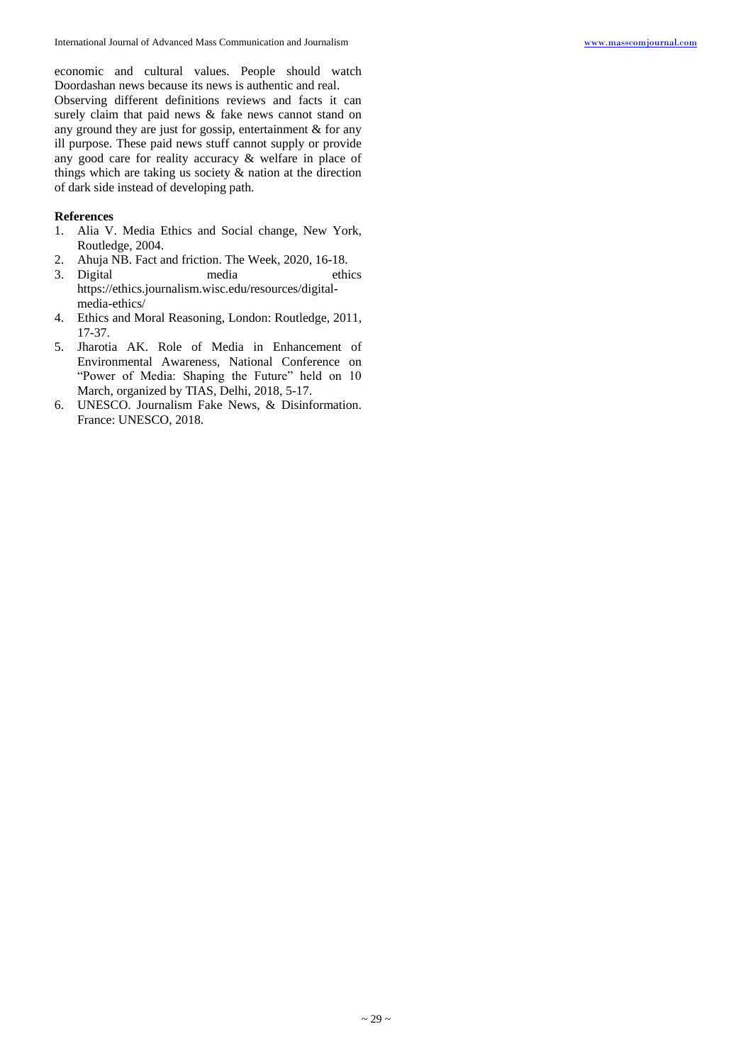economic and cultural values. People should watch Doordashan news because its news is authentic and real.

Observing different definitions reviews and facts it can surely claim that paid news & fake news cannot stand on any ground they are just for gossip, entertainment & for any ill purpose. These paid news stuff cannot supply or provide any good care for reality accuracy & welfare in place of things which are taking us society & nation at the direction of dark side instead of developing path.

**References**

1. Alia V. Media Ethics and Social change, New York, Routledge, 2004.
2. Ahuja NB. Fact and friction. The Week, 2020, 16-18.
3. Digital media ethics https://ethics.journalism.wisc.edu/resources/digital-media-ethics/
4. Ethics and Moral Reasoning, London: Routledge, 2011, 17-37.
5. Jharotia AK. Role of Media in Enhancement of Environmental Awareness, National Conference on "Power of Media: Shaping the Future" held on 10 March, organized by TIAS, Delhi, 2018, 5-17.
6. UNESCO. Journalism Fake News, & Disinformation. France: UNESCO, 2018.